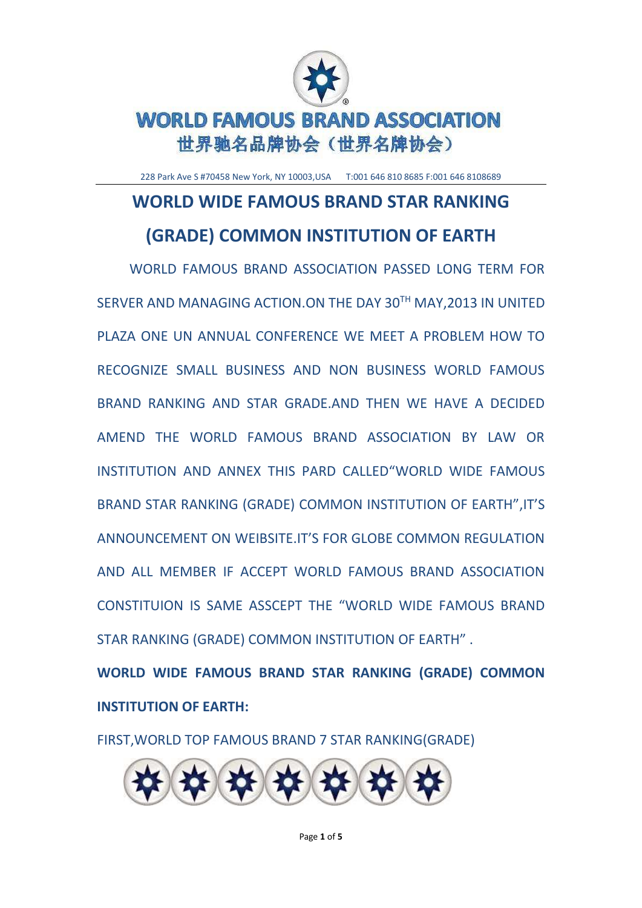# WORLD FAMOUS BRAND ASSOCIATION

世界驰名品牌协会（世界名牌协会）

228 Park Ave S #70458 New York, NY 10003,USA T:001 646 810 8685 F:001 646 8108689

## WORLD WIDE FAMOUS BRAND STAR RANKING (GRADE) COMMON INSTITUTION OF EARTH

WORLD FAMOUS BRAND ASSOCIATION PASSED LONG TERM FOR SERVER AND MANAGING ACTION.ON THE DAY 30TH MAY,2013 IN UNITED PLAZA ONE UN ANNUAL CONFERENCE WE MEET A PROBLEM HOW TO RECOGNIZE SMALL BUSINESS AND NON BUSINESS WORLD FAMOUS BRAND RANKING AND STAR GRADE.AND THEN WE HAVE A DECIDED AMEND THE WORLD FAMOUS BRAND ASSOCIATION BY LAW OR INSTITUTION AND ANNEX THIS PARD CALLED"WORLD WIDE FAMOUS BRAND STAR RANKING (GRADE) COMMON INSTITUTION OF EARTH",IT'S ANNOUNCEMENT ON WEIBSITE.IT'S FOR GLOBE COMMON REGULATION AND ALL MEMBER IF ACCEPT WORLD FAMOUS BRAND ASSOCIATION CONSTITUION IS SAME ASSCEPT THE "WORLD WIDE FAMOUS BRAND STAR RANKING (GRADE) COMMON INSTITUTION OF EARTH" .

**WORLD WIDE FAMOUS BRAND STAR RANKING (GRADE) COMMON INSTITUTION OF EARTH:**

FIRST,WORLD TOP FAMOUS BRAND 7 STAR RANKING(GRADE)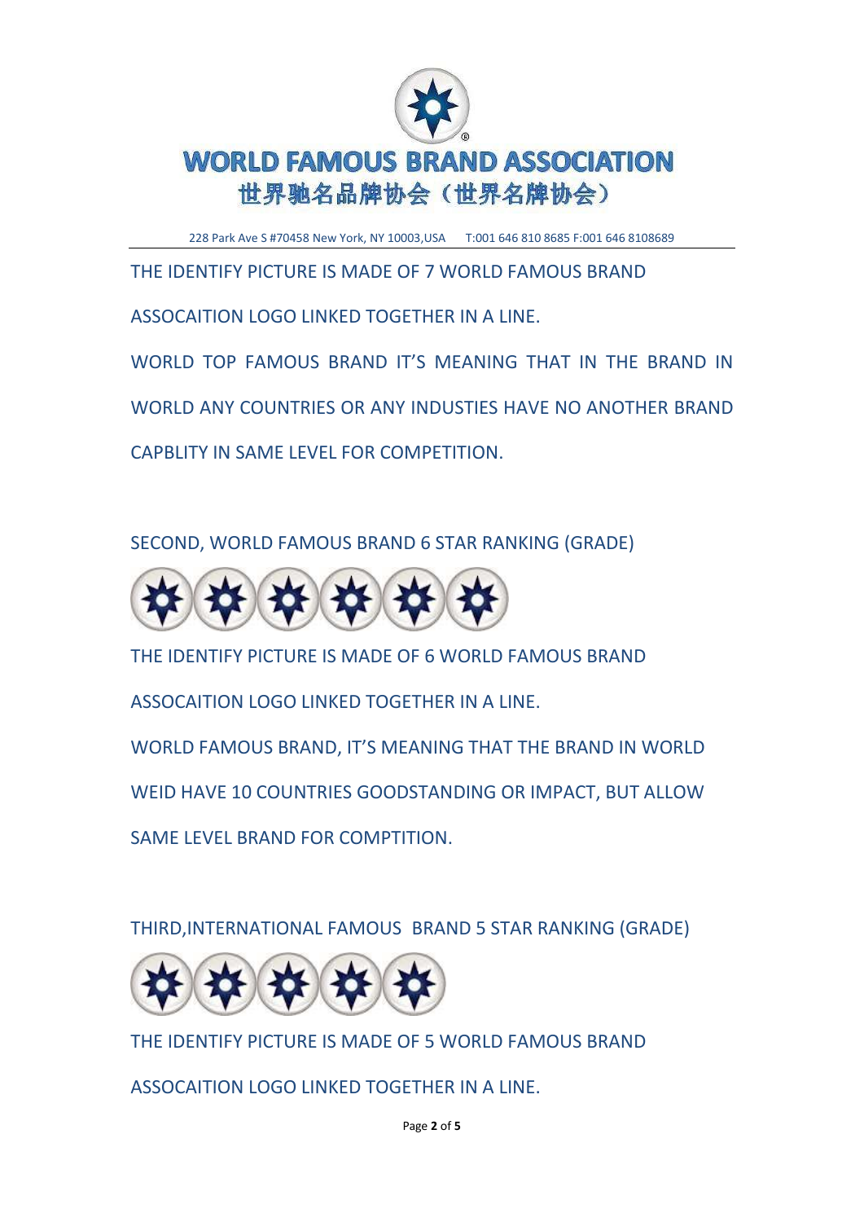THE IDENTIFY PICTURE IS MADE OF 7 WORLD FAMOUS BRAND ASSOCAITION LOGO LINKED TOGETHER IN A LINE.

WORLD TOP FAMOUS BRAND IT'S MEANING THAT IN THE BRAND IN WORLD ANY COUNTRIES OR ANY INDUSTIES HAVE NO ANOTHER BRAND CAPBLITY IN SAME LEVEL FOR COMPETITION.

SECOND, WORLD FAMOUS BRAND 6 STAR RANKING (GRADE)

THE IDENTIFY PICTURE IS MADE OF 6 WORLD FAMOUS BRAND ASSOCAITION LOGO LINKED TOGETHER IN A LINE.

WORLD FAMOUS BRAND, IT'S MEANING THAT THE BRAND IN WORLD WEID HAVE 10 COUNTRIES GOODSTANDING OR IMPACT, BUT ALLOW SAME LEVEL BRAND FOR COMPTITION.

THIRD,INTERNATIONAL FAMOUS BRAND 5 STAR RANKING (GRADE)

THE IDENTIFY PICTURE IS MADE OF 5 WORLD FAMOUS BRAND ASSOCAITION LOGO LINKED TOGETHER IN A LINE.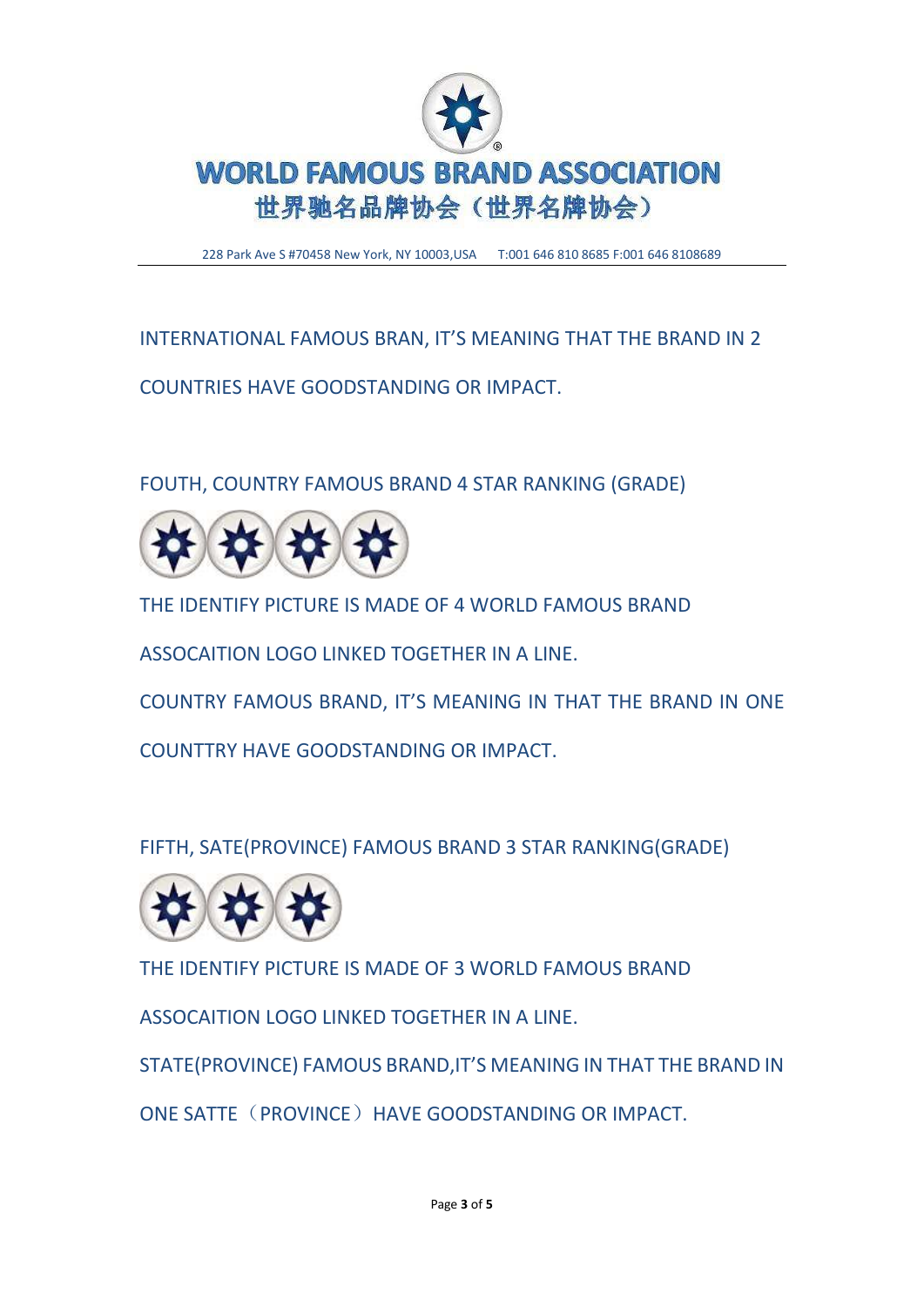INTERNATIONAL FAMOUS BRAN, IT'S MEANING THAT THE BRAND IN 2 COUNTRIES HAVE GOODSTANDING OR IMPACT.

FOUTH, COUNTRY FAMOUS BRAND 4 STAR RANKING (GRADE)

THE IDENTIFY PICTURE IS MADE OF 4 WORLD FAMOUS BRAND ASSOCAITION LOGO LINKED TOGETHER IN A LINE.

COUNTRY FAMOUS BRAND, IT'S MEANING IN THAT THE BRAND IN ONE COUNTTRY HAVE GOODSTANDING OR IMPACT.

FIFTH, SATE(PROVINCE) FAMOUS BRAND 3 STAR RANKING(GRADE)

THE IDENTIFY PICTURE IS MADE OF 3 WORLD FAMOUS BRAND ASSOCAITION LOGO LINKED TOGETHER IN A LINE.

STATE(PROVINCE) FAMOUS BRAND,IT'S MEANING IN THAT THE BRAND IN ONE SATTE（PROVINCE）HAVE GOODSTANDING OR IMPACT.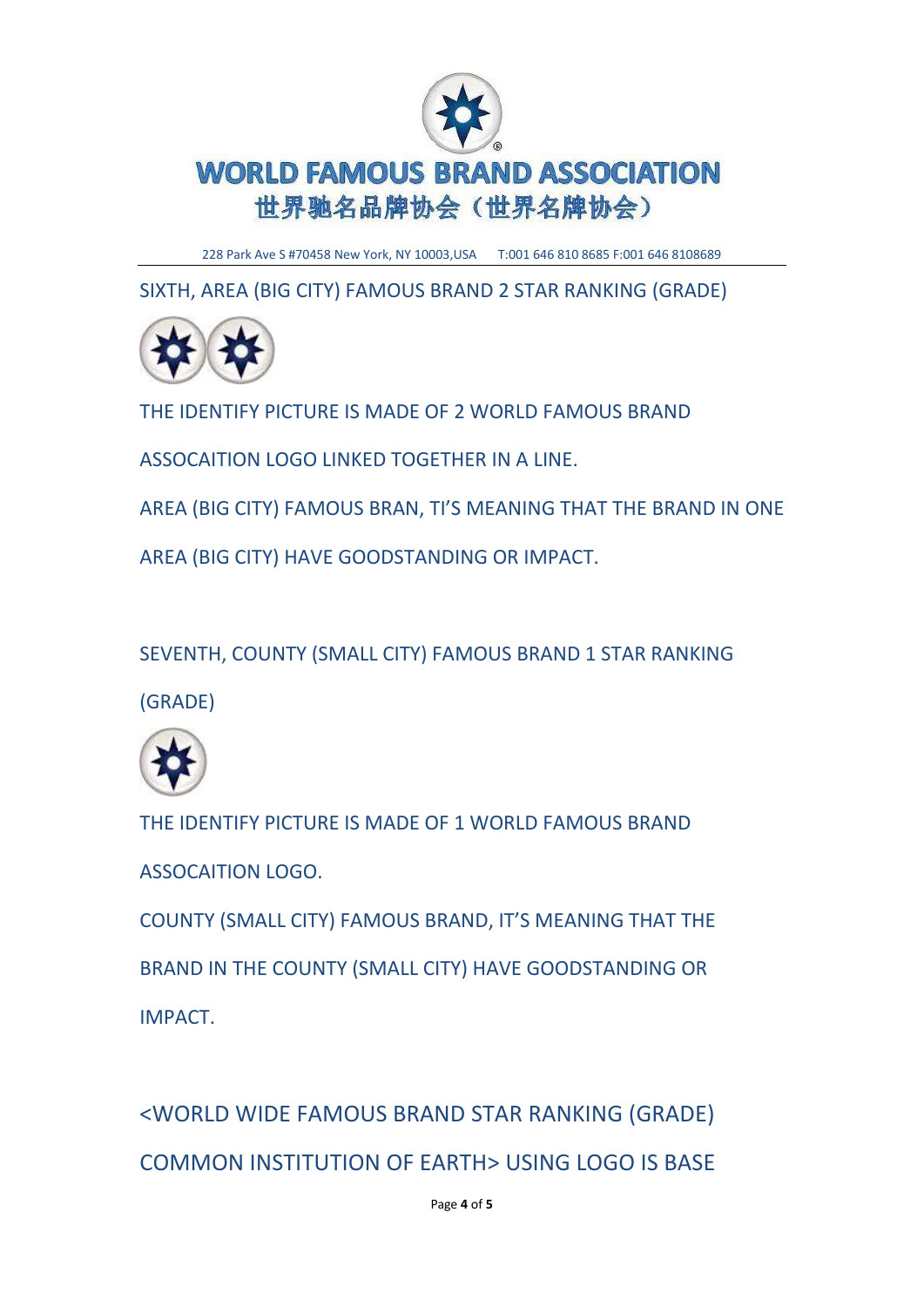SIXTH, AREA (BIG CITY) FAMOUS BRAND 2 STAR RANKING (GRADE)

THE IDENTIFY PICTURE IS MADE OF 2 WORLD FAMOUS BRAND ASSOCAITION LOGO LINKED TOGETHER IN A LINE.

AREA (BIG CITY) FAMOUS BRAN, TI'S MEANING THAT THE BRAND IN ONE AREA (BIG CITY) HAVE GOODSTANDING OR IMPACT.

SEVENTH, COUNTY (SMALL CITY) FAMOUS BRAND 1 STAR RANKING (GRADE)

THE IDENTIFY PICTURE IS MADE OF 1 WORLD FAMOUS BRAND ASSOCAITION LOGO.

COUNTY (SMALL CITY) FAMOUS BRAND, IT'S MEANING THAT THE BRAND IN THE COUNTY (SMALL CITY) HAVE GOODSTANDING OR IMPACT.

<WORLD WIDE FAMOUS BRAND STAR RANKING (GRADE) COMMON INSTITUTION OF EARTH> USING LOGO IS BASE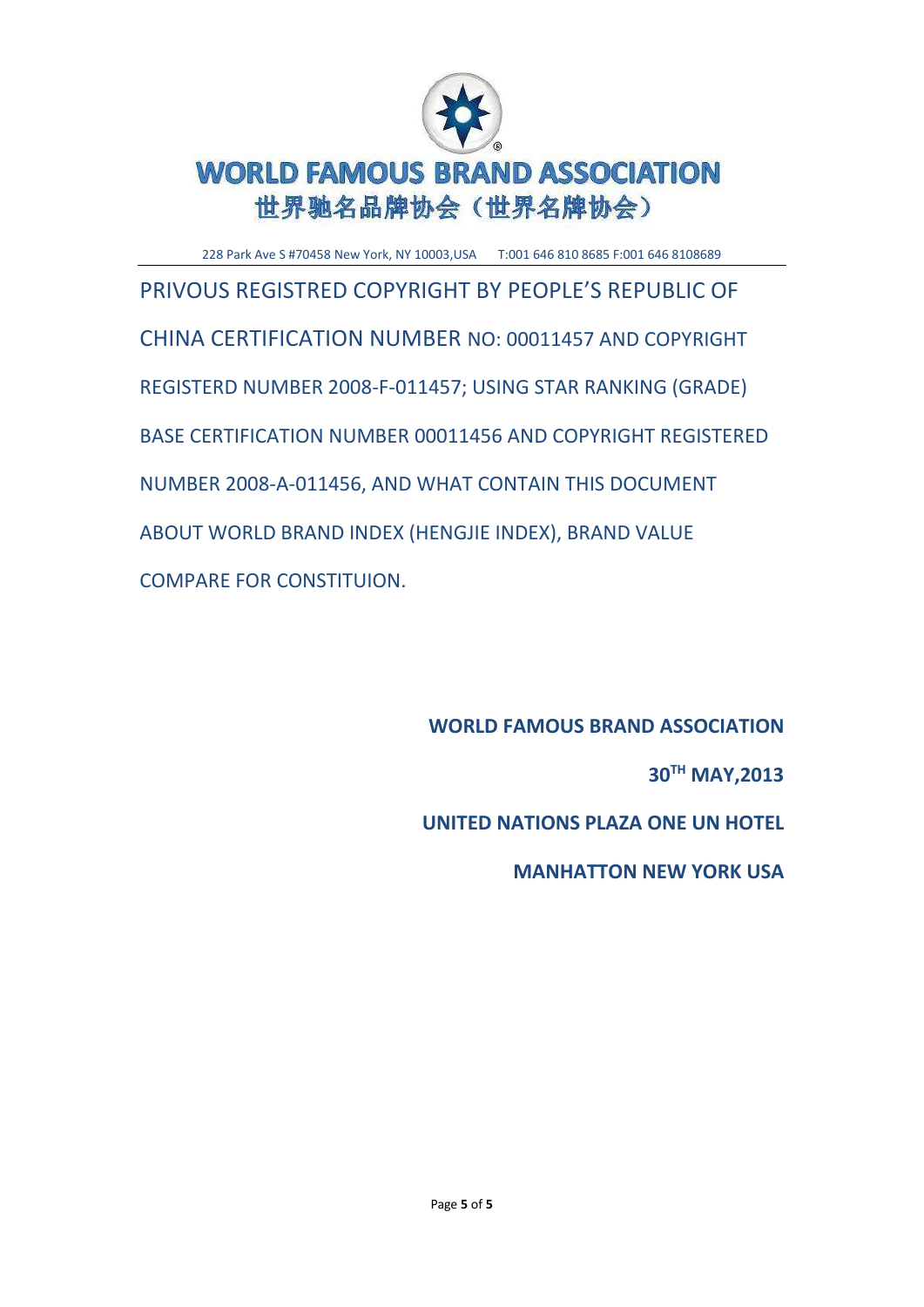# WORLD FAMOUS BRAND ASSOCIATION

世界驰名品牌协会（世界名牌协会）

228 Park Ave S #70458 New York, NY 10003,USA T:001 646 810 8685 F:001 646 8108689

PRIVOUS REGISTRED COPYRIGHT BY PEOPLE'S REPUBLIC OF CHINA CERTIFICATION NUMBER NO: 00011457 AND COPYRIGHT REGISTERD NUMBER 2008-F-011457; USING STAR RANKING (GRADE) BASE CERTIFICATION NUMBER 00011456 AND COPYRIGHT REGISTERED NUMBER 2008-A-011456, AND WHAT CONTAIN THIS DOCUMENT ABOUT WORLD BRAND INDEX (HENGJIE INDEX), BRAND VALUE COMPARE FOR CONSTITUION.

**WORLD FAMOUS BRAND ASSOCIATION**

**30TH MAY,2013**

**UNITED NATIONS PLAZA ONE UN HOTEL**

**MANHATTON NEW YORK USA**